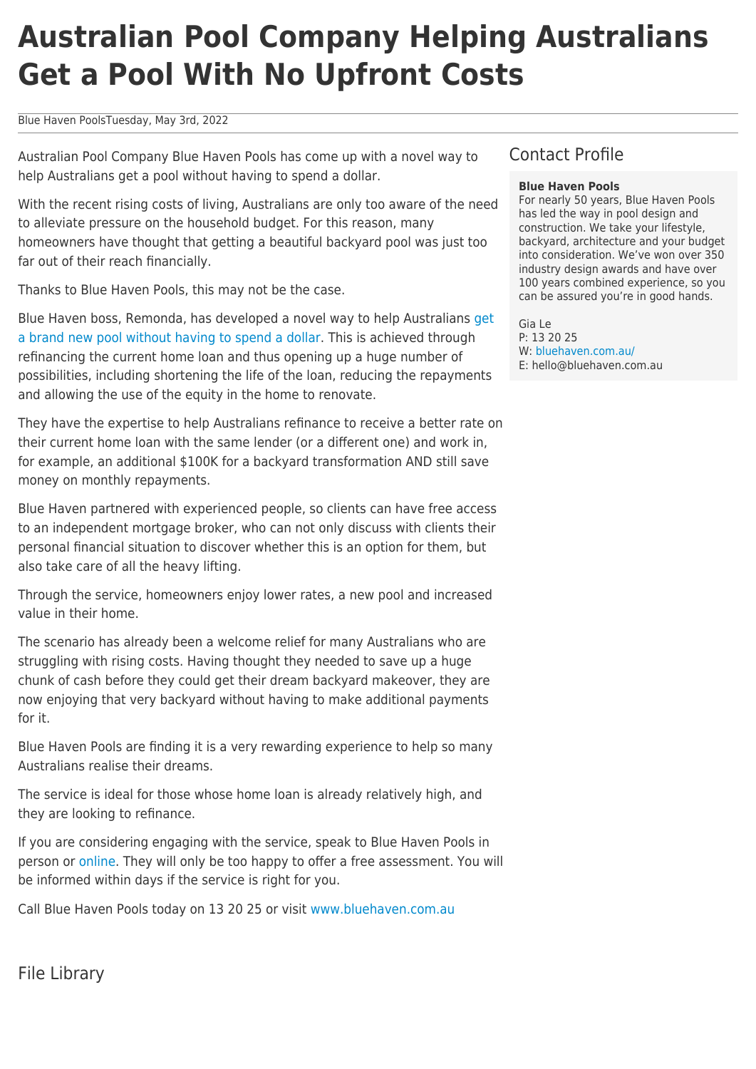# Australian Pool Company Helping Australians Get a Pool With No Upfront Costs

Blue Haven PoolsTuesday, May 3rd, 2022

Australian Pool Company Blue Haven Pools has come up with a novel way to help Australians get a pool without having to spend a dollar.

With the recent rising costs of living, Australians are only too aware of the need to alleviate pressure on the household budget. For this reason, many homeowners have thought that getting a beautiful backyard pool was just too far out of their reach financially.

Thanks to Blue Haven Pools, this may not be the case.

Blue Haven boss, Remonda, has developed a novel way to help Australians get a brand new pool without having to spend a dollar. This is achieved through refinancing the current home loan and thus opening up a huge number of possibilities, including shortening the life of the loan, reducing the repayments and allowing the use of the equity in the home to renovate.

They have the expertise to help Australians refinance to receive a better rate on their current home loan with the same lender (or a different one) and work in, for example, an additional $100K for a backyard transformation AND still save money on monthly repayments.

Blue Haven partnered with experienced people, so clients can have free access to an independent mortgage broker, who can not only discuss with clients their personal financial situation to discover whether this is an option for them, but also take care of all the heavy lifting.

Through the service, homeowners enjoy lower rates, a new pool and increased value in their home.

The scenario has already been a welcome relief for many Australians who are struggling with rising costs. Having thought they needed to save up a huge chunk of cash before they could get their dream backyard makeover, they are now enjoying that very backyard without having to make additional payments for it.

Blue Haven Pools are finding it is a very rewarding experience to help so many Australians realise their dreams.

The service is ideal for those whose home loan is already relatively high, and they are looking to refinance.

If you are considering engaging with the service, speak to Blue Haven Pools in person or online. They will only be too happy to offer a free assessment. You will be informed within days if the service is right for you.

Call Blue Haven Pools today on 13 20 25 or visit www.bluehaven.com.au

## Contact Profile

**Blue Haven Pools**
For nearly 50 years, Blue Haven Pools has led the way in pool design and construction. We take your lifestyle, backyard, architecture and your budget into consideration. We've won over 350 industry design awards and have over 100 years combined experience, so you can be assured you're in good hands.

Gia Le
P: 13 20 25
W: bluehaven.com.au/
E: hello@bluehaven.com.au

## File Library